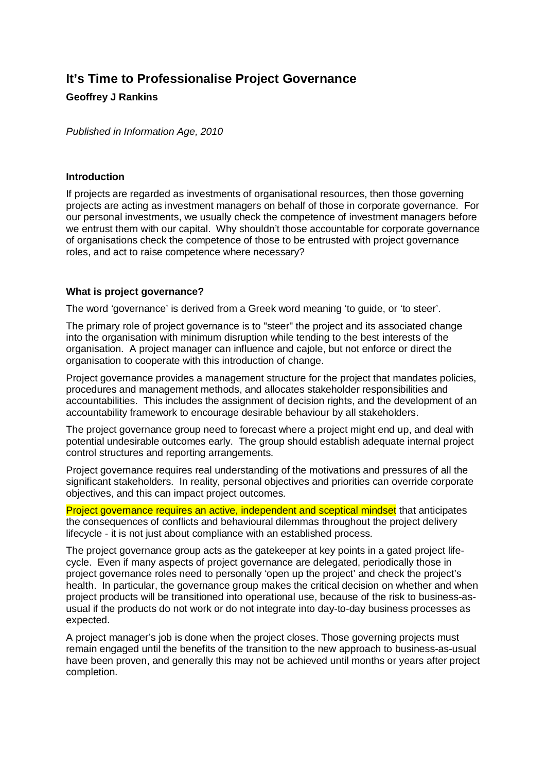# It's Time to Professionalise Project Governance

**Geoffrey J Rankins**

*Published in Information Age, 2010*

### Introduction

If projects are regarded as investments of organisational resources, then those governing projects are acting as investment managers on behalf of those in corporate governance. For our personal investments, we usually check the competence of investment managers before we entrust them with our capital. Why shouldn't those accountable for corporate governance of organisations check the competence of those to be entrusted with project governance roles, and act to raise competence where necessary?

### What is project governance?

The word 'governance' is derived from a Greek word meaning 'to guide, or 'to steer'.

The primary role of project governance is to "steer" the project and its associated change into the organisation with minimum disruption while tending to the best interests of the organisation. A project manager can influence and cajole, but not enforce or direct the organisation to cooperate with this introduction of change.

Project governance provides a management structure for the project that mandates policies, procedures and management methods, and allocates stakeholder responsibilities and accountabilities. This includes the assignment of decision rights, and the development of an accountability framework to encourage desirable behaviour by all stakeholders.

The project governance group need to forecast where a project might end up, and deal with potential undesirable outcomes early. The group should establish adequate internal project control structures and reporting arrangements.

Project governance requires real understanding of the motivations and pressures of all the significant stakeholders. In reality, personal objectives and priorities can override corporate objectives, and this can impact project outcomes.

Project governance requires an active, independent and sceptical mindset that anticipates the consequences of conflicts and behavioural dilemmas throughout the project delivery lifecycle - it is not just about compliance with an established process.

The project governance group acts as the gatekeeper at key points in a gated project life-cycle. Even if many aspects of project governance are delegated, periodically those in project governance roles need to personally 'open up the project' and check the project's health. In particular, the governance group makes the critical decision on whether and when project products will be transitioned into operational use, because of the risk to business-as-usual if the products do not work or do not integrate into day-to-day business processes as expected.

A project manager's job is done when the project closes. Those governing projects must remain engaged until the benefits of the transition to the new approach to business-as-usual have been proven, and generally this may not be achieved until months or years after project completion.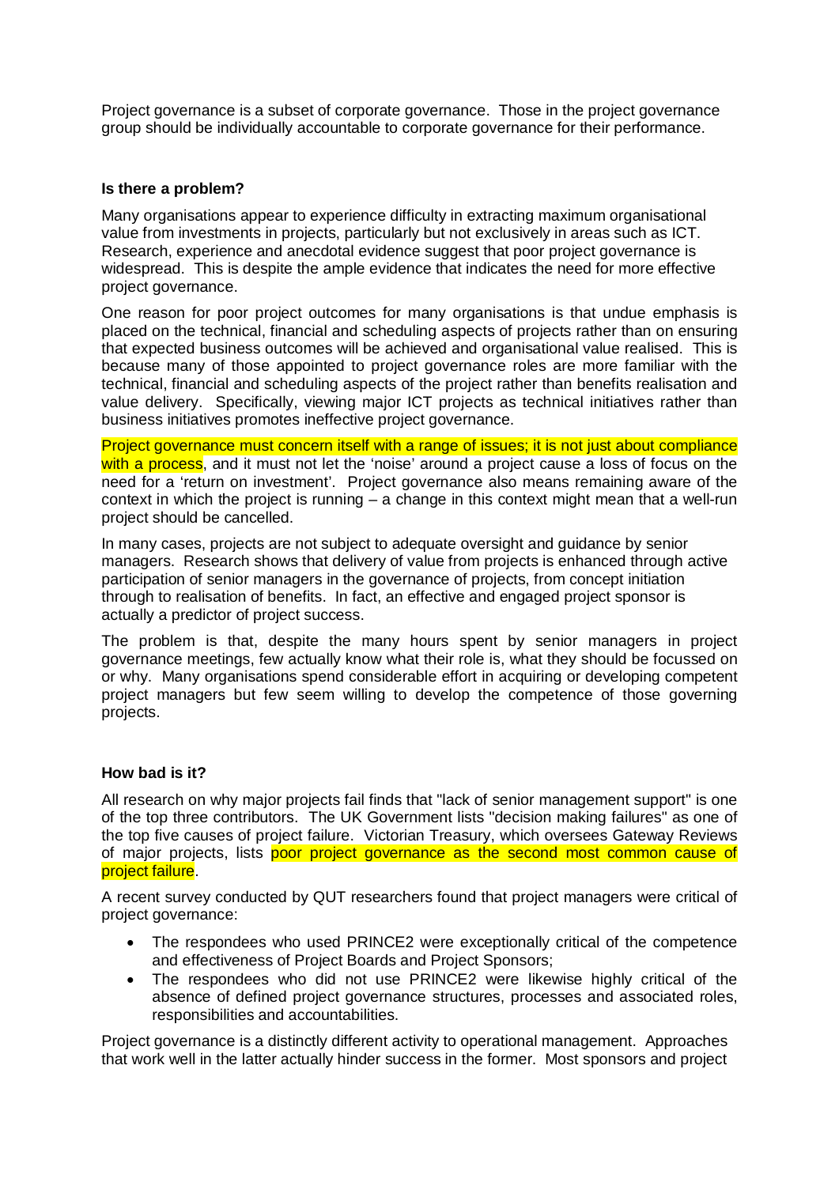Project governance is a subset of corporate governance. Those in the project governance group should be individually accountable to corporate governance for their performance.

**Is there a problem?**

Many organisations appear to experience difficulty in extracting maximum organisational value from investments in projects, particularly but not exclusively in areas such as ICT. Research, experience and anecdotal evidence suggest that poor project governance is widespread. This is despite the ample evidence that indicates the need for more effective project governance.

One reason for poor project outcomes for many organisations is that undue emphasis is placed on the technical, financial and scheduling aspects of projects rather than on ensuring that expected business outcomes will be achieved and organisational value realised. This is because many of those appointed to project governance roles are more familiar with the technical, financial and scheduling aspects of the project rather than benefits realisation and value delivery. Specifically, viewing major ICT projects as technical initiatives rather than business initiatives promotes ineffective project governance.

Project governance must concern itself with a range of issues; it is not just about compliance with a process, and it must not let the 'noise' around a project cause a loss of focus on the need for a 'return on investment'. Project governance also means remaining aware of the context in which the project is running – a change in this context might mean that a well-run project should be cancelled.

In many cases, projects are not subject to adequate oversight and guidance by senior managers. Research shows that delivery of value from projects is enhanced through active participation of senior managers in the governance of projects, from concept initiation through to realisation of benefits. In fact, an effective and engaged project sponsor is actually a predictor of project success.

The problem is that, despite the many hours spent by senior managers in project governance meetings, few actually know what their role is, what they should be focussed on or why. Many organisations spend considerable effort in acquiring or developing competent project managers but few seem willing to develop the competence of those governing projects.

**How bad is it?**

All research on why major projects fail finds that "lack of senior management support" is one of the top three contributors. The UK Government lists "decision making failures" as one of the top five causes of project failure. Victorian Treasury, which oversees Gateway Reviews of major projects, lists poor project governance as the second most common cause of project failure.

A recent survey conducted by QUT researchers found that project managers were critical of project governance:

- The respondees who used PRINCE2 were exceptionally critical of the competence and effectiveness of Project Boards and Project Sponsors;
- The respondees who did not use PRINCE2 were likewise highly critical of the absence of defined project governance structures, processes and associated roles, responsibilities and accountabilities.

Project governance is a distinctly different activity to operational management. Approaches that work well in the latter actually hinder success in the former. Most sponsors and project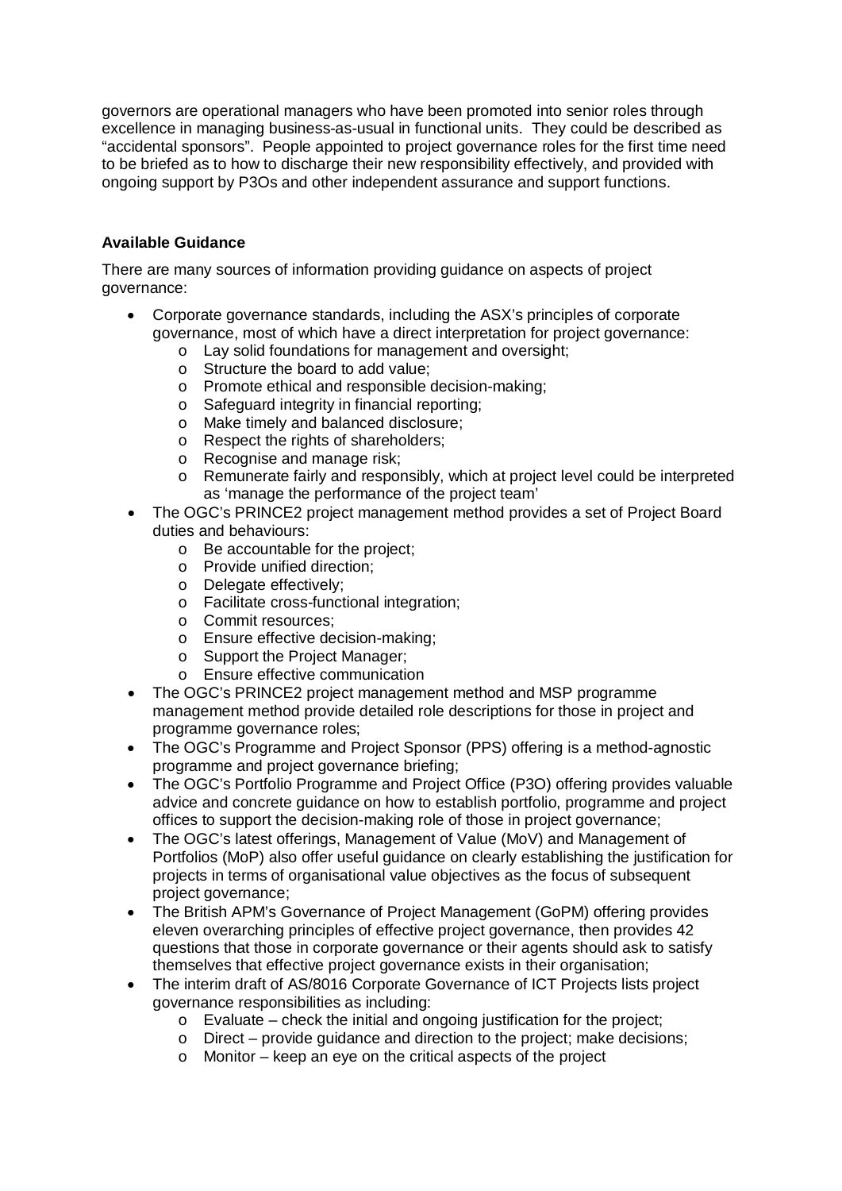governors are operational managers who have been promoted into senior roles through excellence in managing business-as-usual in functional units. They could be described as "accidental sponsors". People appointed to project governance roles for the first time need to be briefed as to how to discharge their new responsibility effectively, and provided with ongoing support by P3Os and other independent assurance and support functions.

**Available Guidance**

There are many sources of information providing guidance on aspects of project governance:

- Corporate governance standards, including the ASX's principles of corporate governance, most of which have a direct interpretation for project governance:
  - Lay solid foundations for management and oversight;
  - Structure the board to add value;
  - Promote ethical and responsible decision-making;
  - Safeguard integrity in financial reporting;
  - Make timely and balanced disclosure;
  - Respect the rights of shareholders;
  - Recognise and manage risk;
  - Remunerate fairly and responsibly, which at project level could be interpreted as 'manage the performance of the project team'
- The OGC's PRINCE2 project management method provides a set of Project Board duties and behaviours:
  - Be accountable for the project;
  - Provide unified direction;
  - Delegate effectively;
  - Facilitate cross-functional integration;
  - Commit resources;
  - Ensure effective decision-making;
  - Support the Project Manager;
  - Ensure effective communication
- The OGC's PRINCE2 project management method and MSP programme management method provide detailed role descriptions for those in project and programme governance roles;
- The OGC's Programme and Project Sponsor (PPS) offering is a method-agnostic programme and project governance briefing;
- The OGC's Portfolio Programme and Project Office (P3O) offering provides valuable advice and concrete guidance on how to establish portfolio, programme and project offices to support the decision-making role of those in project governance;
- The OGC's latest offerings, Management of Value (MoV) and Management of Portfolios (MoP) also offer useful guidance on clearly establishing the justification for projects in terms of organisational value objectives as the focus of subsequent project governance;
- The British APM's Governance of Project Management (GoPM) offering provides eleven overarching principles of effective project governance, then provides 42 questions that those in corporate governance or their agents should ask to satisfy themselves that effective project governance exists in their organisation;
- The interim draft of AS/8016 Corporate Governance of ICT Projects lists project governance responsibilities as including:
  - Evaluate – check the initial and ongoing justification for the project;
  - Direct – provide guidance and direction to the project; make decisions;
  - Monitor – keep an eye on the critical aspects of the project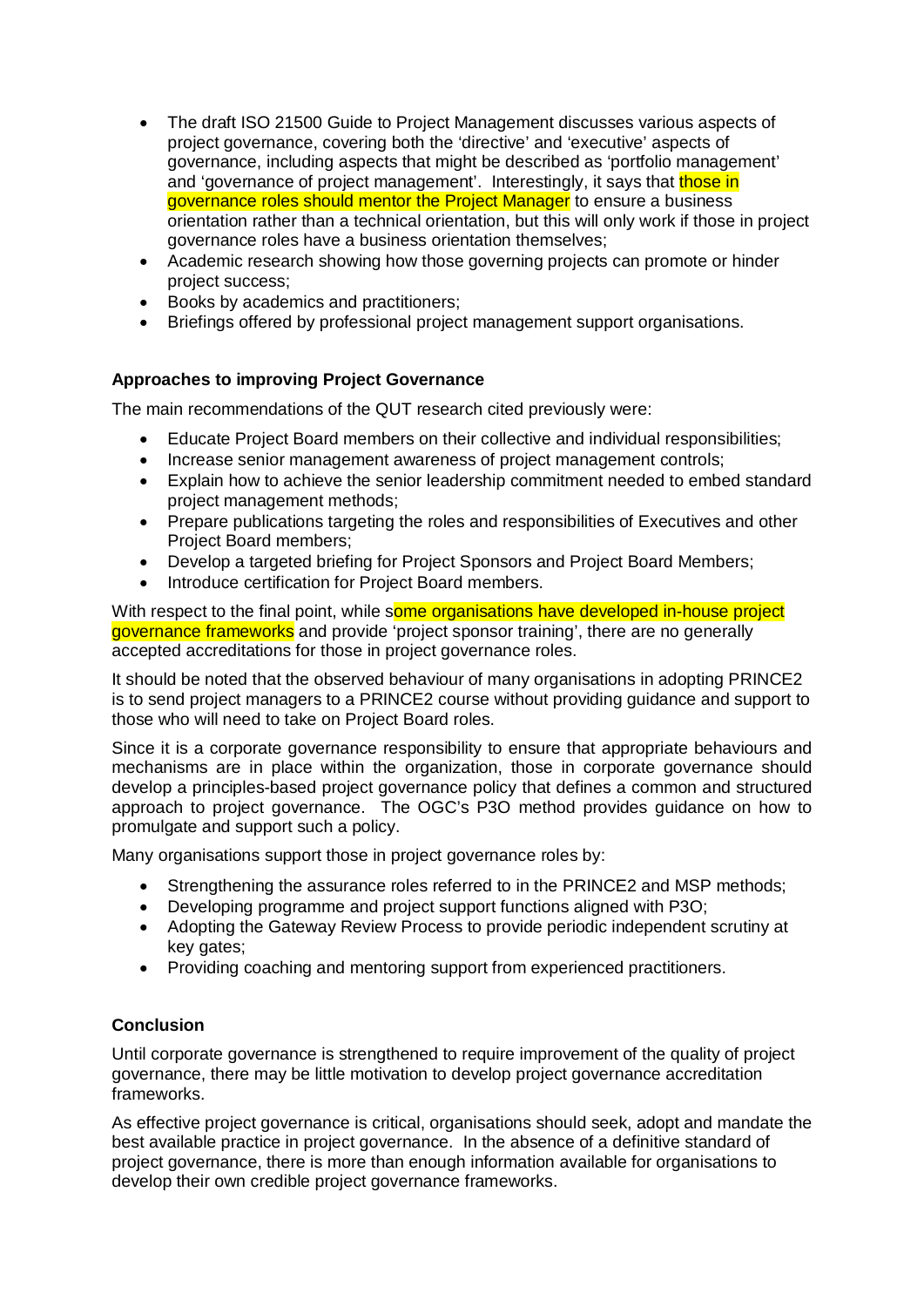- The draft ISO 21500 Guide to Project Management discusses various aspects of project governance, covering both the 'directive' and 'executive' aspects of governance, including aspects that might be described as 'portfolio management' and 'governance of project management'. Interestingly, it says that those in governance roles should mentor the Project Manager to ensure a business orientation rather than a technical orientation, but this will only work if those in project governance roles have a business orientation themselves;
- Academic research showing how those governing projects can promote or hinder project success;
- Books by academics and practitioners;
- Briefings offered by professional project management support organisations.

**Approaches to improving Project Governance**

The main recommendations of the QUT research cited previously were:

- Educate Project Board members on their collective and individual responsibilities;
- Increase senior management awareness of project management controls;
- Explain how to achieve the senior leadership commitment needed to embed standard project management methods;
- Prepare publications targeting the roles and responsibilities of Executives and other Project Board members;
- Develop a targeted briefing for Project Sponsors and Project Board Members;
- Introduce certification for Project Board members.

With respect to the final point, while some organisations have developed in-house project governance frameworks and provide 'project sponsor training', there are no generally accepted accreditations for those in project governance roles.

It should be noted that the observed behaviour of many organisations in adopting PRINCE2 is to send project managers to a PRINCE2 course without providing guidance and support to those who will need to take on Project Board roles.

Since it is a corporate governance responsibility to ensure that appropriate behaviours and mechanisms are in place within the organization, those in corporate governance should develop a principles-based project governance policy that defines a common and structured approach to project governance. The OGC's P3O method provides guidance on how to promulgate and support such a policy.

Many organisations support those in project governance roles by:

- Strengthening the assurance roles referred to in the PRINCE2 and MSP methods;
- Developing programme and project support functions aligned with P3O;
- Adopting the Gateway Review Process to provide periodic independent scrutiny at key gates;
- Providing coaching and mentoring support from experienced practitioners.

**Conclusion**

Until corporate governance is strengthened to require improvement of the quality of project governance, there may be little motivation to develop project governance accreditation frameworks.

As effective project governance is critical, organisations should seek, adopt and mandate the best available practice in project governance. In the absence of a definitive standard of project governance, there is more than enough information available for organisations to develop their own credible project governance frameworks.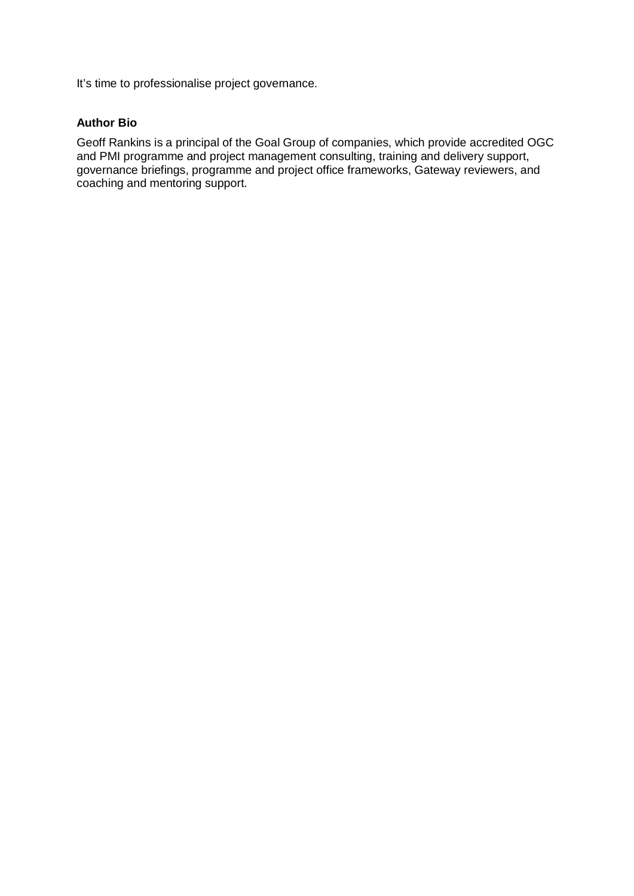It's time to professionalise project governance.

**Author Bio**

Geoff Rankins is a principal of the Goal Group of companies, which provide accredited OGC and PMI programme and project management consulting, training and delivery support, governance briefings, programme and project office frameworks, Gateway reviewers, and coaching and mentoring support.